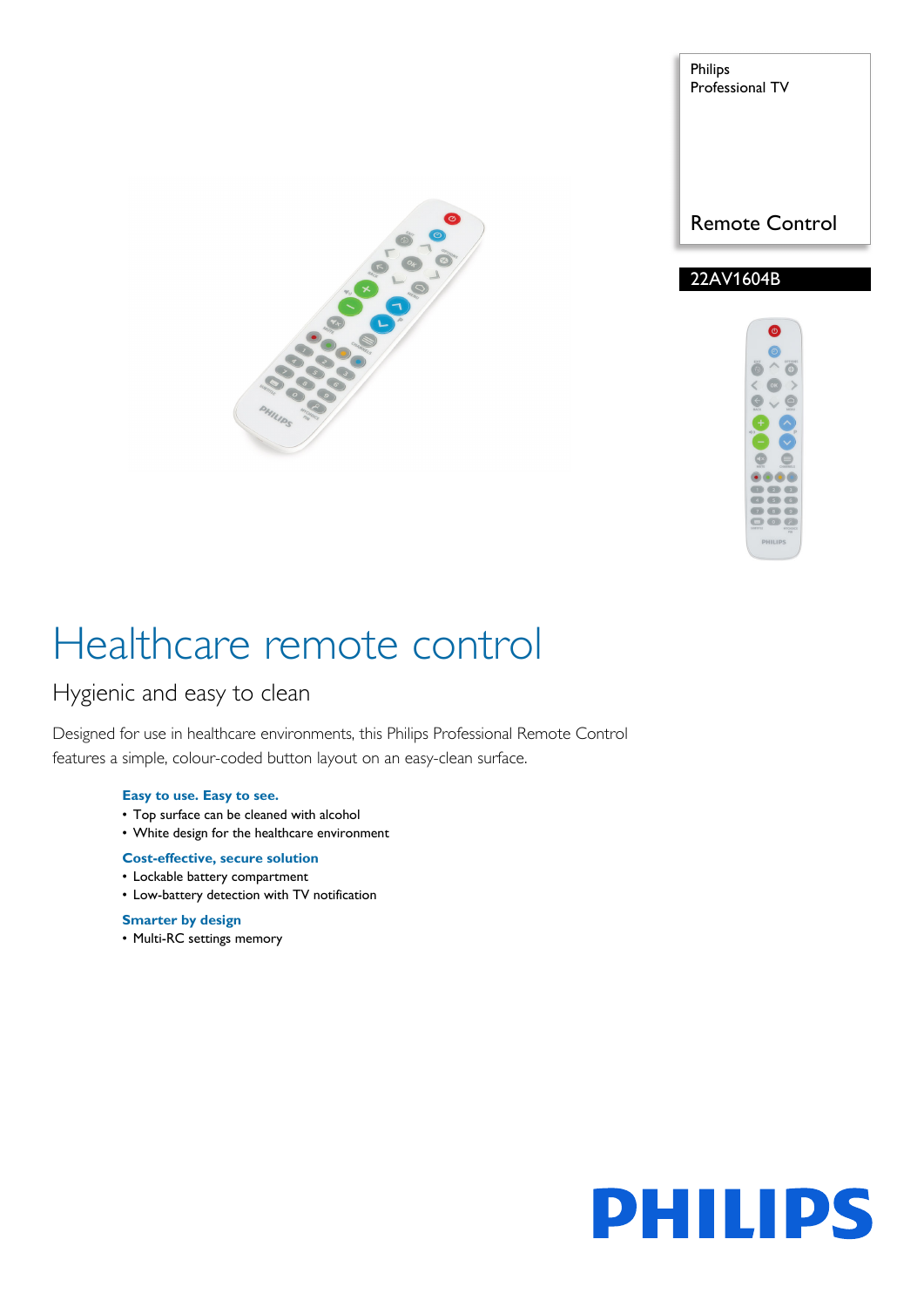Philips
Professional TV

Remote Control

22AV1604B

# Healthcare remote control

## Hygienic and easy to clean

Designed for use in healthcare environments, this Philips Professional Remote Control features a simple, colour-coded button layout on an easy-clean surface.

**Easy to use. Easy to see.**

- Top surface can be cleaned with alcohol
- White design for the healthcare environment

**Cost-effective, secure solution**

- Lockable battery compartment
- Low-battery detection with TV notification

**Smarter by design**

- Multi-RC settings memory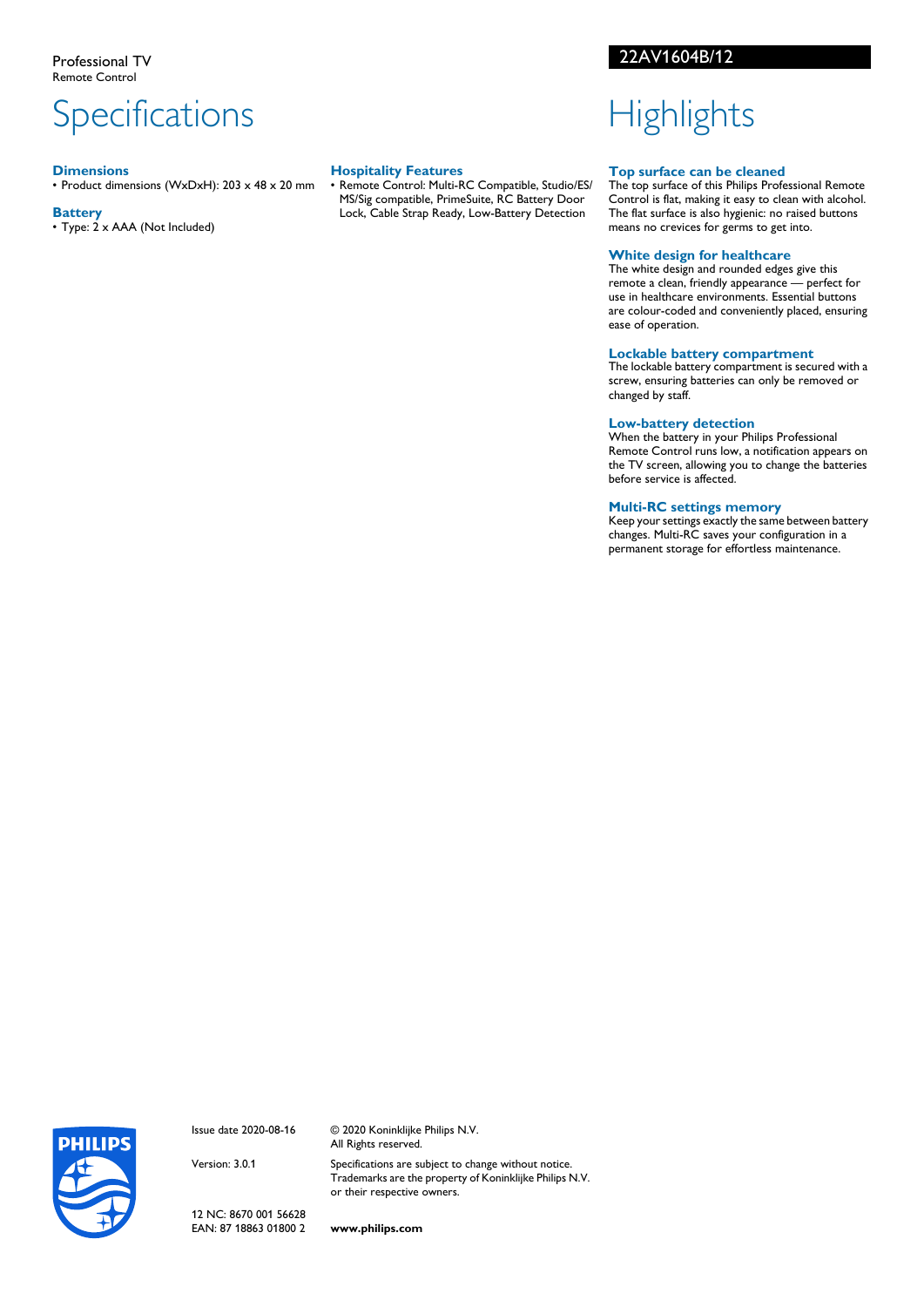Professional TV
Remote Control

22AV1604B/12

# Specifications

### Dimensions

- Product dimensions (WxDxH): 203 x 48 x 20 mm

### Battery

- Type: 2 x AAA (Not Included)

### Hospitality Features

- Remote Control: Multi-RC Compatible, Studio/ES/MS/Sig compatible, PrimeSuite, RC Battery Door Lock, Cable Strap Ready, Low-Battery Detection

# Highlights

### Top surface can be cleaned

The top surface of this Philips Professional Remote Control is flat, making it easy to clean with alcohol. The flat surface is also hygienic: no raised buttons means no crevices for germs to get into.

### White design for healthcare

The white design and rounded edges give this remote a clean, friendly appearance — perfect for use in healthcare environments. Essential buttons are colour-coded and conveniently placed, ensuring ease of operation.

### Lockable battery compartment

The lockable battery compartment is secured with a screw, ensuring batteries can only be removed or changed by staff.

### Low-battery detection

When the battery in your Philips Professional Remote Control runs low, a notification appears on the TV screen, allowing you to change the batteries before service is affected.

### Multi-RC settings memory

Keep your settings exactly the same between battery changes. Multi-RC saves your configuration in a permanent storage for effortless maintenance.

Issue date 2020-08-16

Version: 3.0.1

12 NC: 8670 001 56628
EAN: 87 18863 01800 2

© 2020 Koninklijke Philips N.V.
All Rights reserved.

Specifications are subject to change without notice. Trademarks are the property of Koninklijke Philips N.V. or their respective owners.

**www.philips.com**